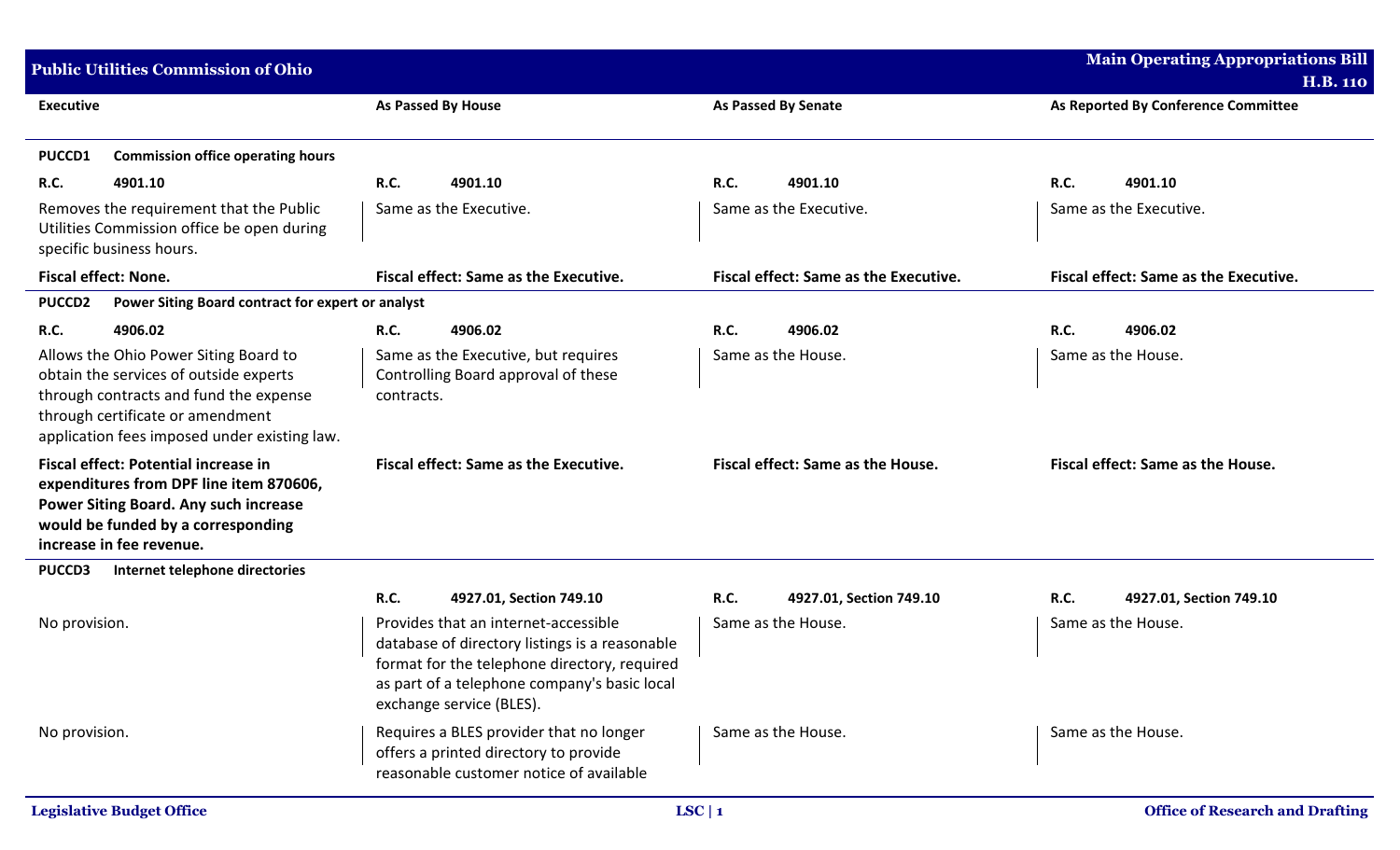## Public Utilities Commission of Ohio

**Main Operating Appropriations Bill H.B. 110**

| Executive | As Passed By House | As Passed By Senate | As Reported By Conference Committee |
|---|---|---|---|
| **PUCCD1 Commission office operating hours** | | | |
| **R.C. 4901.10** | **R.C. 4901.10** | **R.C. 4901.10** | **R.C. 4901.10** |
| Removes the requirement that the Public Utilities Commission office be open during specific business hours. | Same as the Executive. | Same as the Executive. | Same as the Executive. |
| **Fiscal effect: None.** | **Fiscal effect: Same as the Executive.** | **Fiscal effect: Same as the Executive.** | **Fiscal effect: Same as the Executive.** |
| **PUCCD2 Power Siting Board contract for expert or analyst** | | | |
| **R.C. 4906.02** | **R.C. 4906.02** | **R.C. 4906.02** | **R.C. 4906.02** |
| Allows the Ohio Power Siting Board to obtain the services of outside experts through contracts and fund the expense through certificate or amendment application fees imposed under existing law. | Same as the Executive, but requires Controlling Board approval of these contracts. | Same as the House. | Same as the House. |
| **Fiscal effect: Potential increase in expenditures from DPF line item 870606, Power Siting Board. Any such increase would be funded by a corresponding increase in fee revenue.** | **Fiscal effect: Same as the Executive.** | **Fiscal effect: Same as the House.** | **Fiscal effect: Same as the House.** |
| **PUCCD3 Internet telephone directories** | | | |
| | **R.C. 4927.01, Section 749.10** | **R.C. 4927.01, Section 749.10** | **R.C. 4927.01, Section 749.10** |
| No provision. | Provides that an internet-accessible database of directory listings is a reasonable format for the telephone directory, required as part of a telephone company's basic local exchange service (BLES). | Same as the House. | Same as the House. |
| No provision. | Requires a BLES provider that no longer offers a printed directory to provide reasonable customer notice of available | Same as the House. | Same as the House. |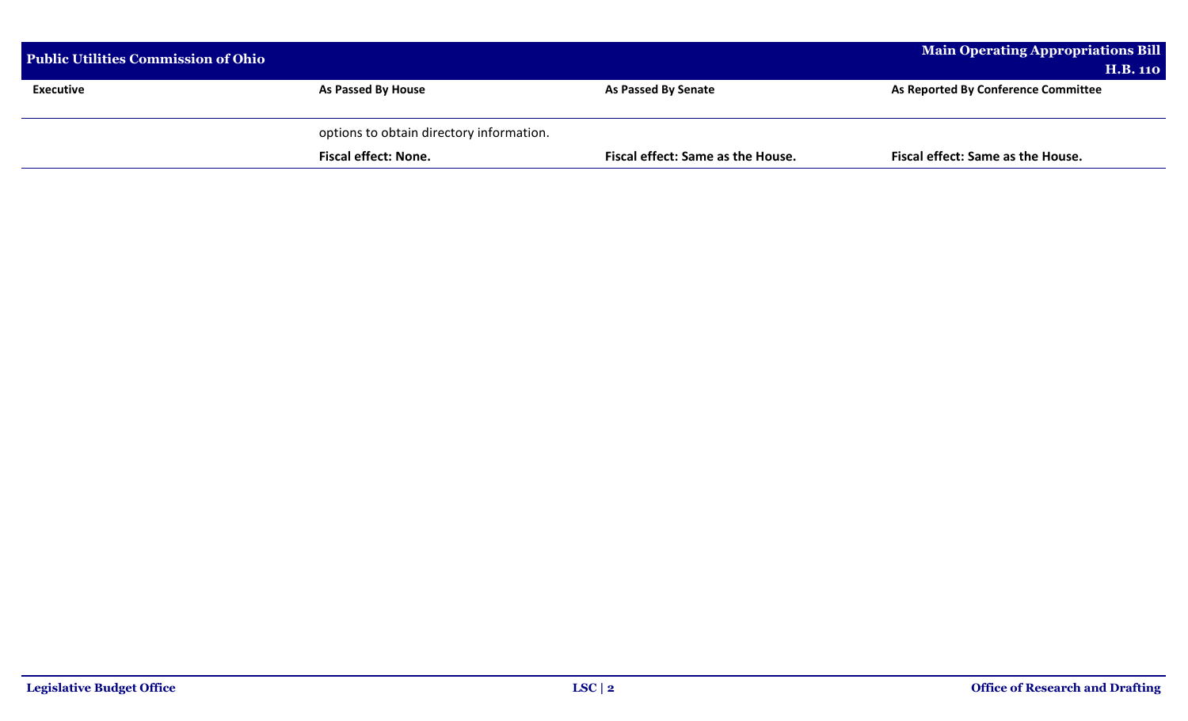| Executive | As Passed By House | As Passed By Senate | As Reported By Conference Committee |
|---|---|---|---|
| | options to obtain directory information. | | |
| | **Fiscal effect: None.** | **Fiscal effect: Same as the House.** | **Fiscal effect: Same as the House.** |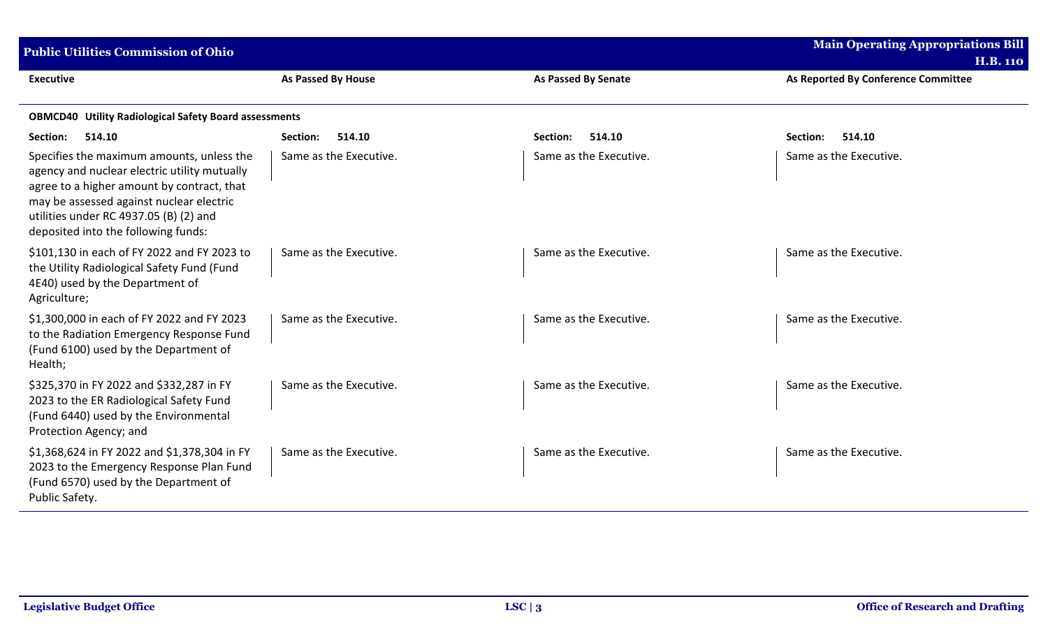| Executive | As Passed By House | As Passed By Senate | As Reported By Conference Committee |
|---|---|---|---|
| **OBMCD40 Utility Radiological Safety Board assessments** | | | |
| **Section: 514.10** | **Section: 514.10** | **Section: 514.10** | **Section: 514.10** |
| Specifies the maximum amounts, unless the agency and nuclear electric utility mutually agree to a higher amount by contract, that may be assessed against nuclear electric utilities under RC 4937.05 (B) (2) and deposited into the following funds: | Same as the Executive. | Same as the Executive. | Same as the Executive. |
| $101,130 in each of FY 2022 and FY 2023 to the Utility Radiological Safety Fund (Fund 4E40) used by the Department of Agriculture; | Same as the Executive. | Same as the Executive. | Same as the Executive. |
| $1,300,000 in each of FY 2022 and FY 2023 to the Radiation Emergency Response Fund (Fund 6100) used by the Department of Health; | Same as the Executive. | Same as the Executive. | Same as the Executive. |
| $325,370 in FY 2022 and $332,287 in FY 2023 to the ER Radiological Safety Fund (Fund 6440) used by the Environmental Protection Agency; and | Same as the Executive. | Same as the Executive. | Same as the Executive. |
| $1,368,624 in FY 2022 and $1,378,304 in FY 2023 to the Emergency Response Plan Fund (Fund 6570) used by the Department of Public Safety. | Same as the Executive. | Same as the Executive. | Same as the Executive. |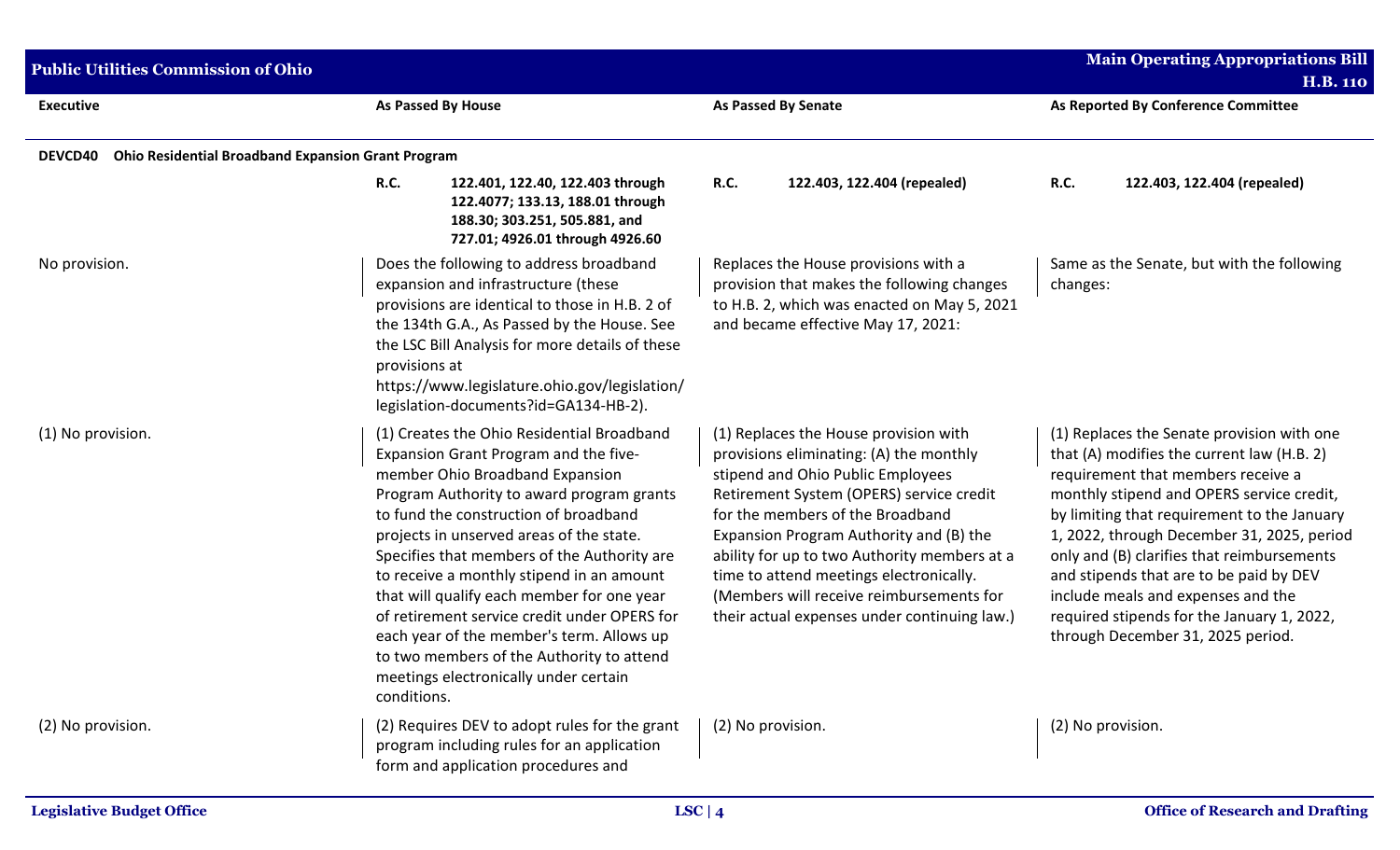| Executive | As Passed By House | As Passed By Senate | As Reported By Conference Committee |
|---|---|---|---|
| **DEVCD40 Ohio Residential Broadband Expansion Grant Program** | | | |
| | **R.C. 122.401, 122.40, 122.403 through 122.4077; 133.13, 188.01 through 188.30; 303.251, 505.881, and 727.01; 4926.01 through 4926.60** | **R.C. 122.403, 122.404 (repealed)** | **R.C. 122.403, 122.404 (repealed)** |
| No provision. | Does the following to address broadband expansion and infrastructure (these provisions are identical to those in H.B. 2 of the 134th G.A., As Passed by the House. See the LSC Bill Analysis for more details of these provisions at https://www.legislature.ohio.gov/legislation/legislation-documents?id=GA134-HB-2). | Replaces the House provisions with a provision that makes the following changes to H.B. 2, which was enacted on May 5, 2021 and became effective May 17, 2021: | Same as the Senate, but with the following changes: |
| (1) No provision. | (1) Creates the Ohio Residential Broadband Expansion Grant Program and the five-member Ohio Broadband Expansion Program Authority to award program grants to fund the construction of broadband projects in unserved areas of the state. Specifies that members of the Authority are to receive a monthly stipend in an amount that will qualify each member for one year of retirement service credit under OPERS for each year of the member's term. Allows up to two members of the Authority to attend meetings electronically under certain conditions. | (1) Replaces the House provision with provisions eliminating: (A) the monthly stipend and Ohio Public Employees Retirement System (OPERS) service credit for the members of the Broadband Expansion Program Authority and (B) the ability for up to two Authority members at a time to attend meetings electronically. (Members will receive reimbursements for their actual expenses under continuing law.) | (1) Replaces the Senate provision with one that (A) modifies the current law (H.B. 2) requirement that members receive a monthly stipend and OPERS service credit, by limiting that requirement to the January 1, 2022, through December 31, 2025, period only and (B) clarifies that reimbursements and stipends that are to be paid by DEV include meals and expenses and the required stipends for the January 1, 2022, through December 31, 2025 period. |
| (2) No provision. | (2) Requires DEV to adopt rules for the grant program including rules for an application form and application procedures and | (2) No provision. | (2) No provision. |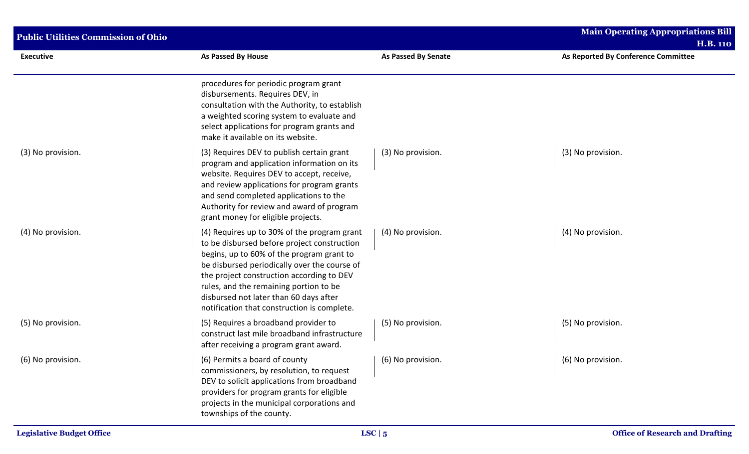| Executive | As Passed By House | As Passed By Senate | As Reported By Conference Committee |
|---|---|---|---|
| | procedures for periodic program grant disbursements. Requires DEV, in consultation with the Authority, to establish a weighted scoring system to evaluate and select applications for program grants and make it available on its website. | | |
| (3) No provision. | (3) Requires DEV to publish certain grant program and application information on its website. Requires DEV to accept, receive, and review applications for program grants and send completed applications to the Authority for review and award of program grant money for eligible projects. | (3) No provision. | (3) No provision. |
| (4) No provision. | (4) Requires up to 30% of the program grant to be disbursed before project construction begins, up to 60% of the program grant to be disbursed periodically over the course of the project construction according to DEV rules, and the remaining portion to be disbursed not later than 60 days after notification that construction is complete. | (4) No provision. | (4) No provision. |
| (5) No provision. | (5) Requires a broadband provider to construct last mile broadband infrastructure after receiving a program grant award. | (5) No provision. | (5) No provision. |
| (6) No provision. | (6) Permits a board of county commissioners, by resolution, to request DEV to solicit applications from broadband providers for program grants for eligible projects in the municipal corporations and townships of the county. | (6) No provision. | (6) No provision. |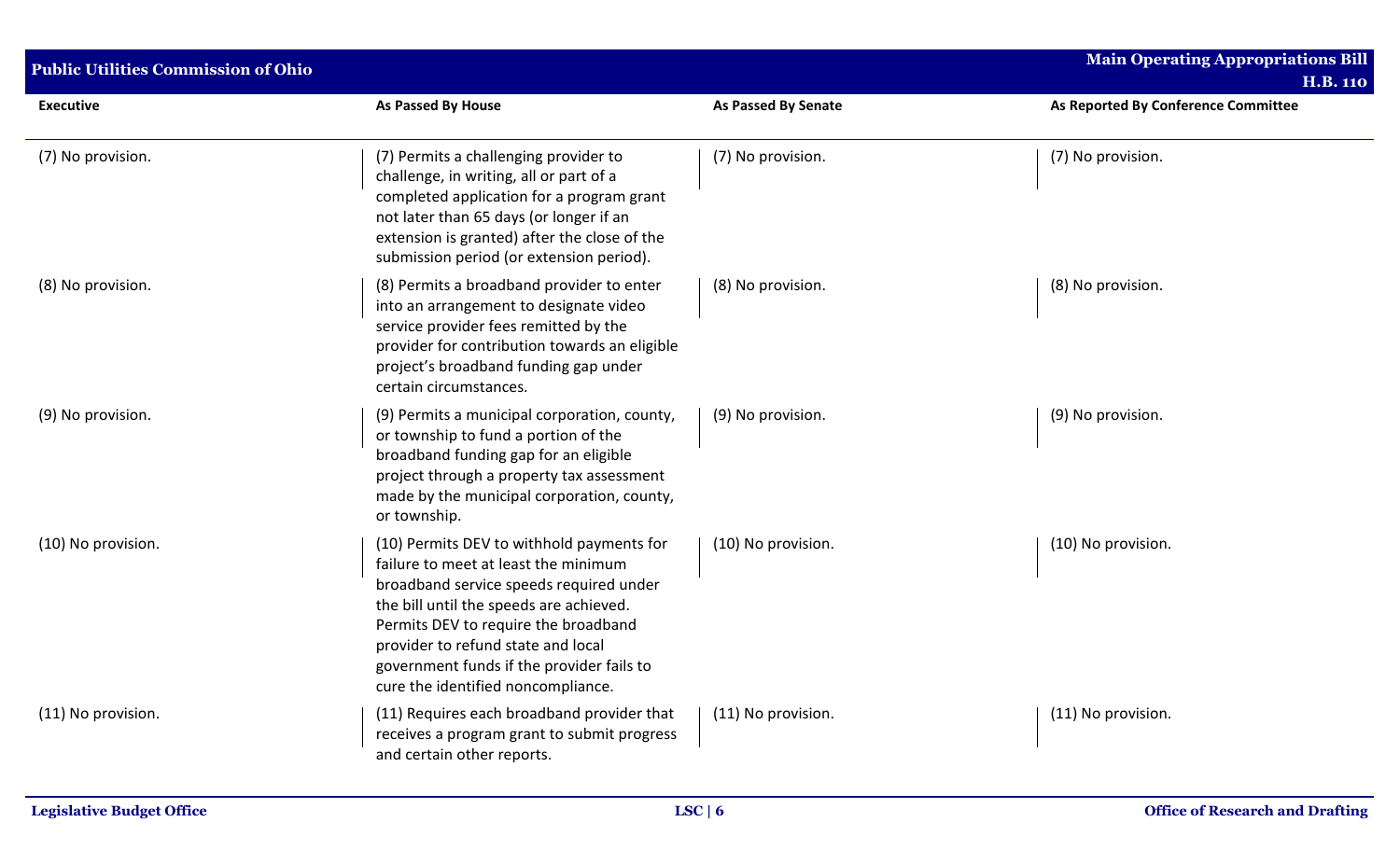| Executive | As Passed By House | As Passed By Senate | As Reported By Conference Committee |
|---|---|---|---|
| (7) No provision. | (7) Permits a challenging provider to challenge, in writing, all or part of a completed application for a program grant not later than 65 days (or longer if an extension is granted) after the close of the submission period (or extension period). | (7) No provision. | (7) No provision. |
| (8) No provision. | (8) Permits a broadband provider to enter into an arrangement to designate video service provider fees remitted by the provider for contribution towards an eligible project's broadband funding gap under certain circumstances. | (8) No provision. | (8) No provision. |
| (9) No provision. | (9) Permits a municipal corporation, county, or township to fund a portion of the broadband funding gap for an eligible project through a property tax assessment made by the municipal corporation, county, or township. | (9) No provision. | (9) No provision. |
| (10) No provision. | (10) Permits DEV to withhold payments for failure to meet at least the minimum broadband service speeds required under the bill until the speeds are achieved. Permits DEV to require the broadband provider to refund state and local government funds if the provider fails to cure the identified noncompliance. | (10) No provision. | (10) No provision. |
| (11) No provision. | (11) Requires each broadband provider that receives a program grant to submit progress and certain other reports. | (11) No provision. | (11) No provision. |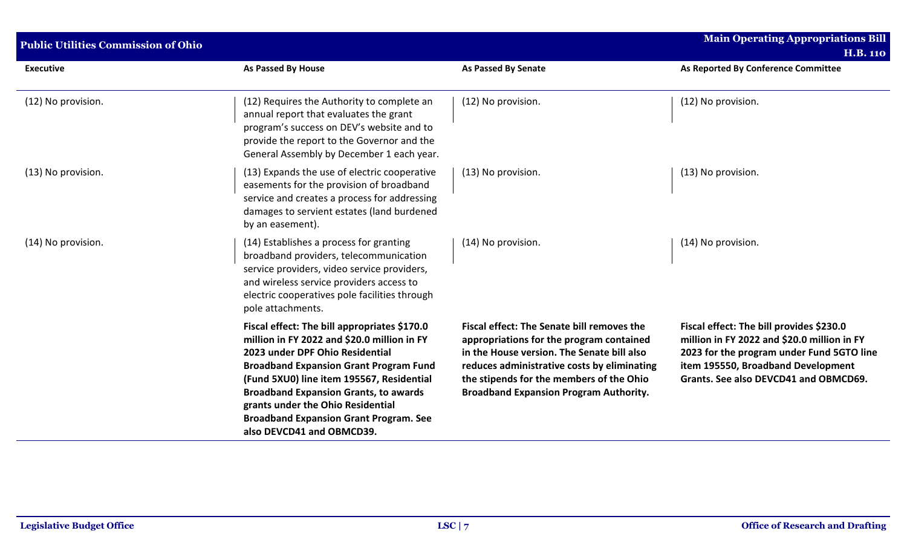| Executive | As Passed By House | As Passed By Senate | As Reported By Conference Committee |
|---|---|---|---|
| (12) No provision. | (12) Requires the Authority to complete an annual report that evaluates the grant program's success on DEV's website and to provide the report to the Governor and the General Assembly by December 1 each year. | (12) No provision. | (12) No provision. |
| (13) No provision. | (13) Expands the use of electric cooperative easements for the provision of broadband service and creates a process for addressing damages to servient estates (land burdened by an easement). | (13) No provision. | (13) No provision. |
| (14) No provision. | (14) Establishes a process for granting broadband providers, telecommunication service providers, video service providers, and wireless service providers access to electric cooperatives pole facilities through pole attachments. | (14) No provision. | (14) No provision. |
| | **Fiscal effect: The bill appropriates $170.0 million in FY 2022 and $20.0 million in FY 2023 under DPF Ohio Residential Broadband Expansion Grant Program Fund (Fund 5XU0) line item 195567, Residential Broadband Expansion Grants, to awards grants under the Ohio Residential Broadband Expansion Grant Program. See also DEVCD41 and OBMCD39.** | **Fiscal effect: The Senate bill removes the appropriations for the program contained in the House version. The Senate bill also reduces administrative costs by eliminating the stipends for the members of the Ohio Broadband Expansion Program Authority.** | **Fiscal effect: The bill provides $230.0 million in FY 2022 and $20.0 million in FY 2023 for the program under Fund 5GTO line item 195550, Broadband Development Grants. See also DEVCD41 and OBMCD69.** |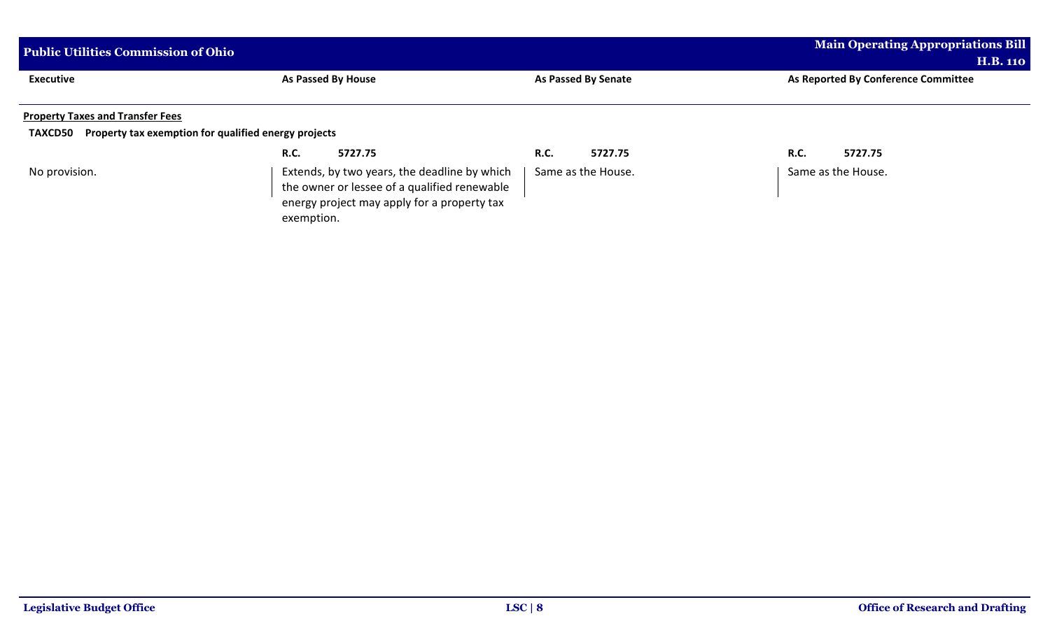| Executive | As Passed By House | As Passed By Senate | As Reported By Conference Committee |
|---|---|---|---|
| **Property Taxes and Transfer Fees** | | | |
| **TAXCD50 Property tax exemption for qualified energy projects** | | | |
| | **R.C. 5727.75** | **R.C. 5727.75** | **R.C. 5727.75** |
| No provision. | Extends, by two years, the deadline by which the owner or lessee of a qualified renewable energy project may apply for a property tax exemption. | Same as the House. | Same as the House. |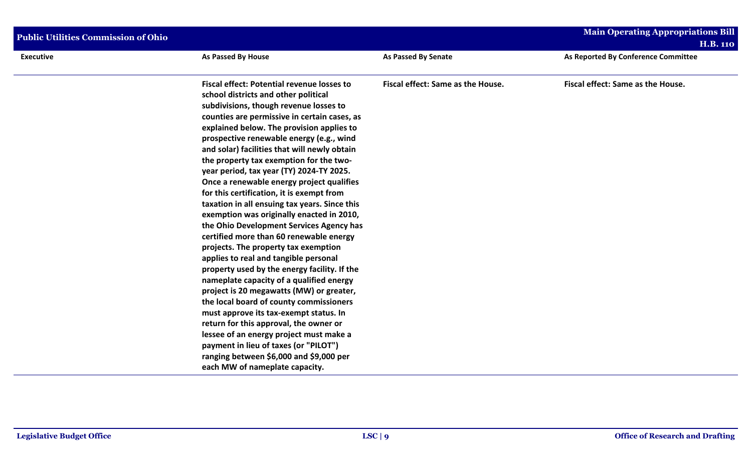| Executive | As Passed By House | As Passed By Senate | As Reported By Conference Committee |
|---|---|---|---|
| | **Fiscal effect: Potential revenue losses to school districts and other political subdivisions, though revenue losses to counties are permissive in certain cases, as explained below. The provision applies to prospective renewable energy (e.g., wind and solar) facilities that will newly obtain the property tax exemption for the two-year period, tax year (TY) 2024-TY 2025. Once a renewable energy project qualifies for this certification, it is exempt from taxation in all ensuing tax years. Since this exemption was originally enacted in 2010, the Ohio Development Services Agency has certified more than 60 renewable energy projects. The property tax exemption applies to real and tangible personal property used by the energy facility. If the nameplate capacity of a qualified energy project is 20 megawatts (MW) or greater, the local board of county commissioners must approve its tax-exempt status. In return for this approval, the owner or lessee of an energy project must make a payment in lieu of taxes (or "PILOT") ranging between $6,000 and $9,000 per each MW of nameplate capacity.** | **Fiscal effect: Same as the House.** | **Fiscal effect: Same as the House.** |